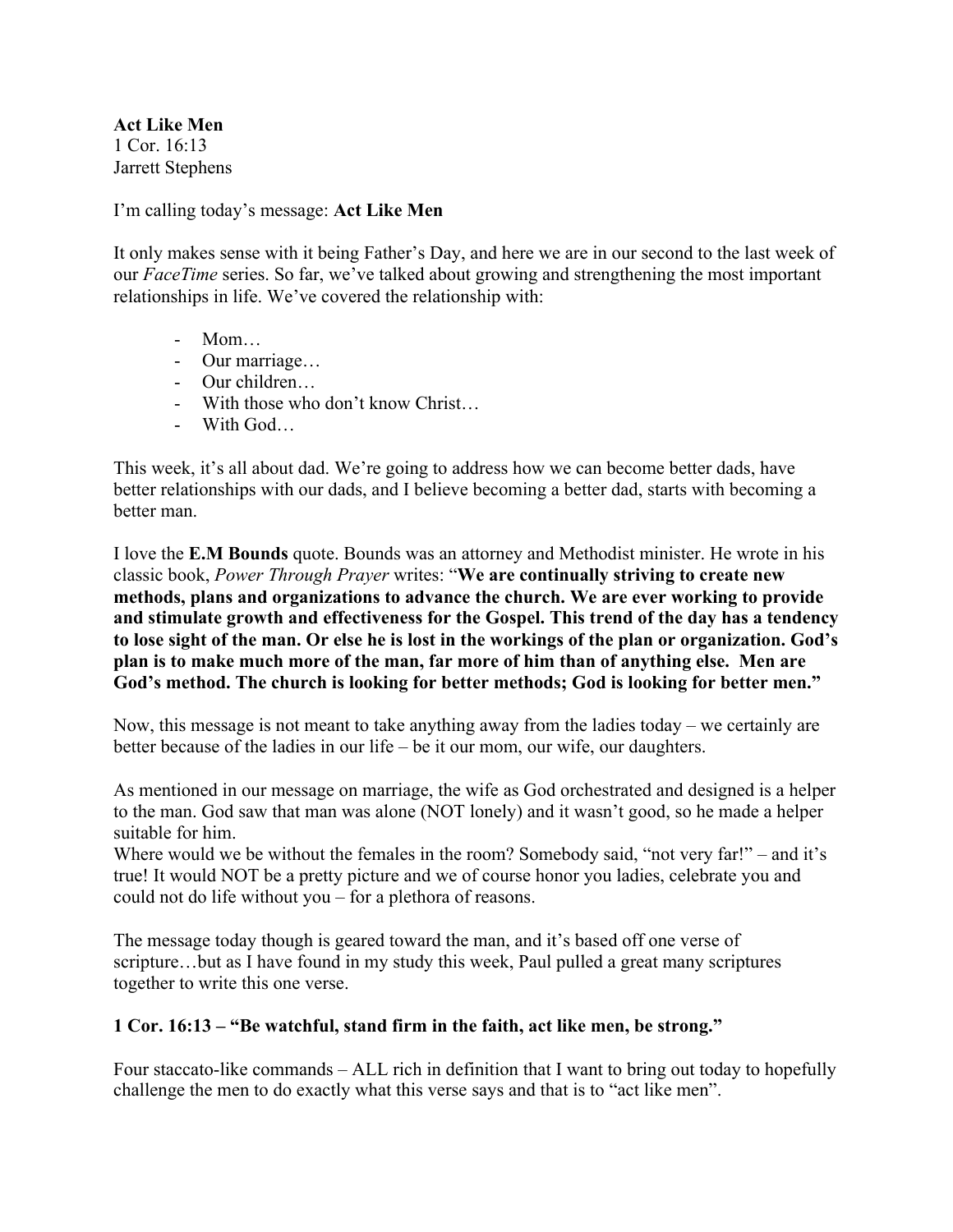**Act Like Men**
1 Cor. 16:13
Jarrett Stephens

I'm calling today's message: **Act Like Men**

It only makes sense with it being Father's Day, and here we are in our second to the last week of our *FaceTime* series. So far, we've talked about growing and strengthening the most important relationships in life. We've covered the relationship with:

- Mom…
- Our marriage…
- Our children…
- With those who don't know Christ…
- With God…

This week, it's all about dad. We're going to address how we can become better dads, have better relationships with our dads, and I believe becoming a better dad, starts with becoming a better man.

I love the **E.M Bounds** quote. Bounds was an attorney and Methodist minister. He wrote in his classic book, *Power Through Prayer* writes: "**We are continually striving to create new methods, plans and organizations to advance the church. We are ever working to provide and stimulate growth and effectiveness for the Gospel. This trend of the day has a tendency to lose sight of the man. Or else he is lost in the workings of the plan or organization. God's plan is to make much more of the man, far more of him than of anything else. Men are God's method. The church is looking for better methods; God is looking for better men."**

Now, this message is not meant to take anything away from the ladies today – we certainly are better because of the ladies in our life – be it our mom, our wife, our daughters.

As mentioned in our message on marriage, the wife as God orchestrated and designed is a helper to the man. God saw that man was alone (NOT lonely) and it wasn't good, so he made a helper suitable for him.
Where would we be without the females in the room? Somebody said, "not very far!" – and it's true! It would NOT be a pretty picture and we of course honor you ladies, celebrate you and could not do life without you – for a plethora of reasons.

The message today though is geared toward the man, and it's based off one verse of scripture…but as I have found in my study this week, Paul pulled a great many scriptures together to write this one verse.

**1 Cor. 16:13 – "Be watchful, stand firm in the faith, act like men, be strong."**

Four staccato-like commands – ALL rich in definition that I want to bring out today to hopefully challenge the men to do exactly what this verse says and that is to "act like men".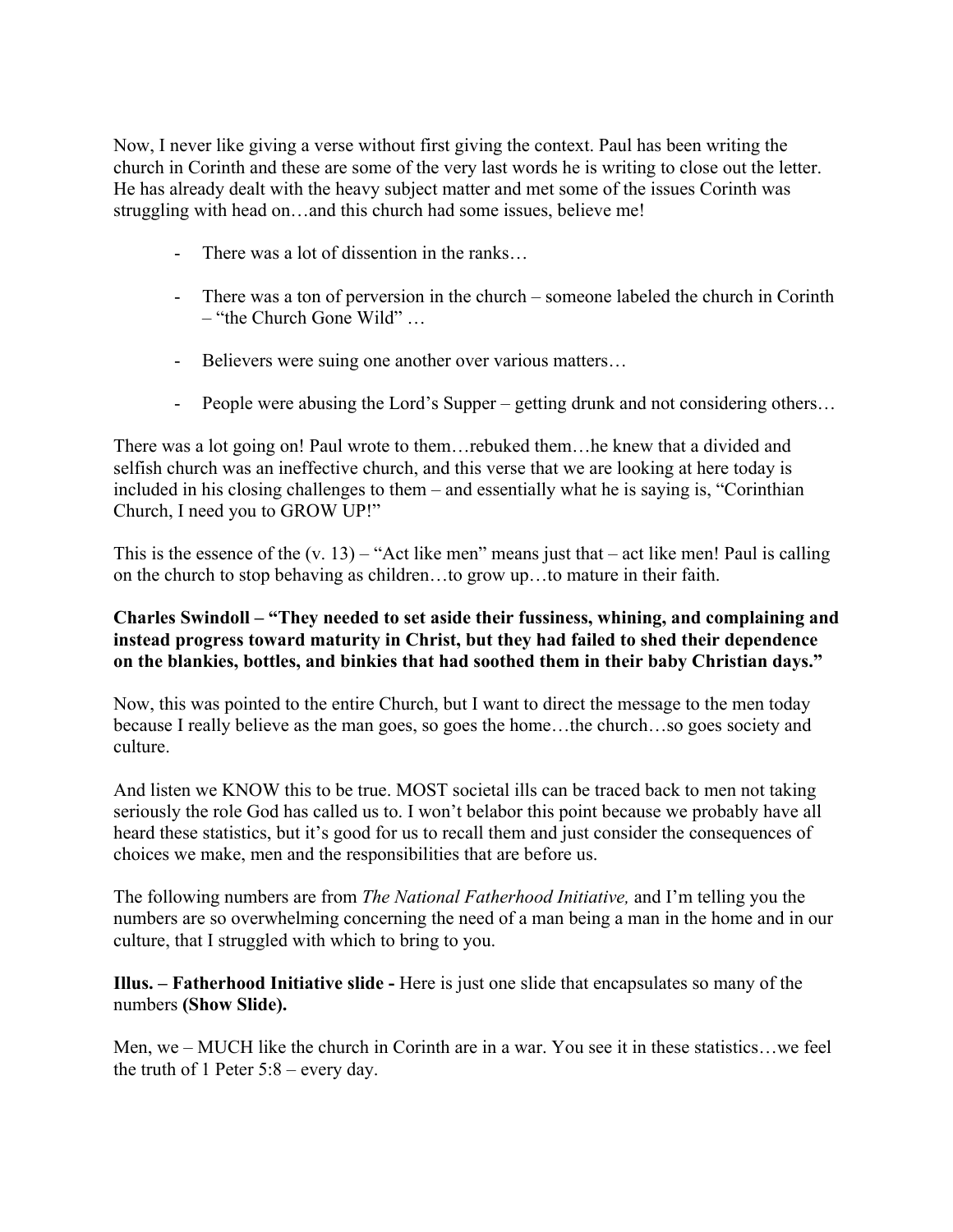Now, I never like giving a verse without first giving the context. Paul has been writing the church in Corinth and these are some of the very last words he is writing to close out the letter. He has already dealt with the heavy subject matter and met some of the issues Corinth was struggling with head on…and this church had some issues, believe me!

- There was a lot of dissention in the ranks…
- There was a ton of perversion in the church – someone labeled the church in Corinth – "the Church Gone Wild" …
- Believers were suing one another over various matters…
- People were abusing the Lord's Supper – getting drunk and not considering others…

There was a lot going on! Paul wrote to them…rebuked them…he knew that a divided and selfish church was an ineffective church, and this verse that we are looking at here today is included in his closing challenges to them – and essentially what he is saying is, "Corinthian Church, I need you to GROW UP!"

This is the essence of the (v. 13) – "Act like men" means just that – act like men! Paul is calling on the church to stop behaving as children…to grow up…to mature in their faith.

**Charles Swindoll – "They needed to set aside their fussiness, whining, and complaining and instead progress toward maturity in Christ, but they had failed to shed their dependence on the blankies, bottles, and binkies that had soothed them in their baby Christian days."**

Now, this was pointed to the entire Church, but I want to direct the message to the men today because I really believe as the man goes, so goes the home…the church…so goes society and culture.

And listen we KNOW this to be true. MOST societal ills can be traced back to men not taking seriously the role God has called us to. I won't belabor this point because we probably have all heard these statistics, but it's good for us to recall them and just consider the consequences of choices we make, men and the responsibilities that are before us.

The following numbers are from *The National Fatherhood Initiative,* and I'm telling you the numbers are so overwhelming concerning the need of a man being a man in the home and in our culture, that I struggled with which to bring to you.

**Illus. – Fatherhood Initiative slide -** Here is just one slide that encapsulates so many of the numbers **(Show Slide).**

Men, we – MUCH like the church in Corinth are in a war. You see it in these statistics…we feel the truth of 1 Peter 5:8 – every day.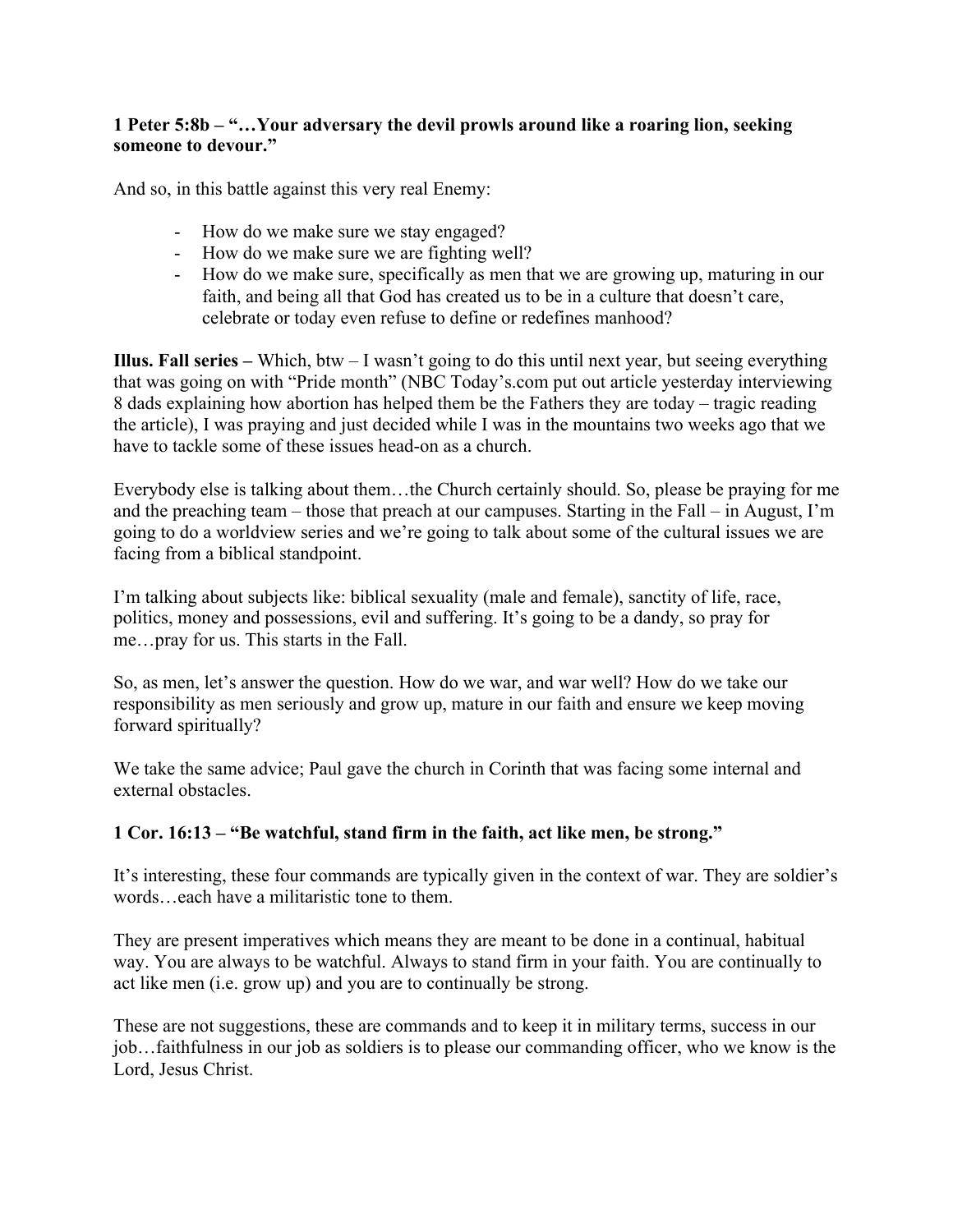**1 Peter 5:8b – "…Your adversary the devil prowls around like a roaring lion, seeking someone to devour."**

And so, in this battle against this very real Enemy:

- How do we make sure we stay engaged?
- How do we make sure we are fighting well?
- How do we make sure, specifically as men that we are growing up, maturing in our faith, and being all that God has created us to be in a culture that doesn't care, celebrate or today even refuse to define or redefines manhood?

**Illus. Fall series –** Which, btw – I wasn't going to do this until next year, but seeing everything that was going on with "Pride month" (NBC Today's.com put out article yesterday interviewing 8 dads explaining how abortion has helped them be the Fathers they are today – tragic reading the article), I was praying and just decided while I was in the mountains two weeks ago that we have to tackle some of these issues head-on as a church.

Everybody else is talking about them…the Church certainly should. So, please be praying for me and the preaching team – those that preach at our campuses. Starting in the Fall – in August, I'm going to do a worldview series and we're going to talk about some of the cultural issues we are facing from a biblical standpoint.

I'm talking about subjects like: biblical sexuality (male and female), sanctity of life, race, politics, money and possessions, evil and suffering. It's going to be a dandy, so pray for me…pray for us. This starts in the Fall.

So, as men, let's answer the question. How do we war, and war well? How do we take our responsibility as men seriously and grow up, mature in our faith and ensure we keep moving forward spiritually?

We take the same advice; Paul gave the church in Corinth that was facing some internal and external obstacles.

**1 Cor. 16:13 – "Be watchful, stand firm in the faith, act like men, be strong."**

It's interesting, these four commands are typically given in the context of war. They are soldier's words…each have a militaristic tone to them.

They are present imperatives which means they are meant to be done in a continual, habitual way. You are always to be watchful. Always to stand firm in your faith. You are continually to act like men (i.e. grow up) and you are to continually be strong.

These are not suggestions, these are commands and to keep it in military terms, success in our job…faithfulness in our job as soldiers is to please our commanding officer, who we know is the Lord, Jesus Christ.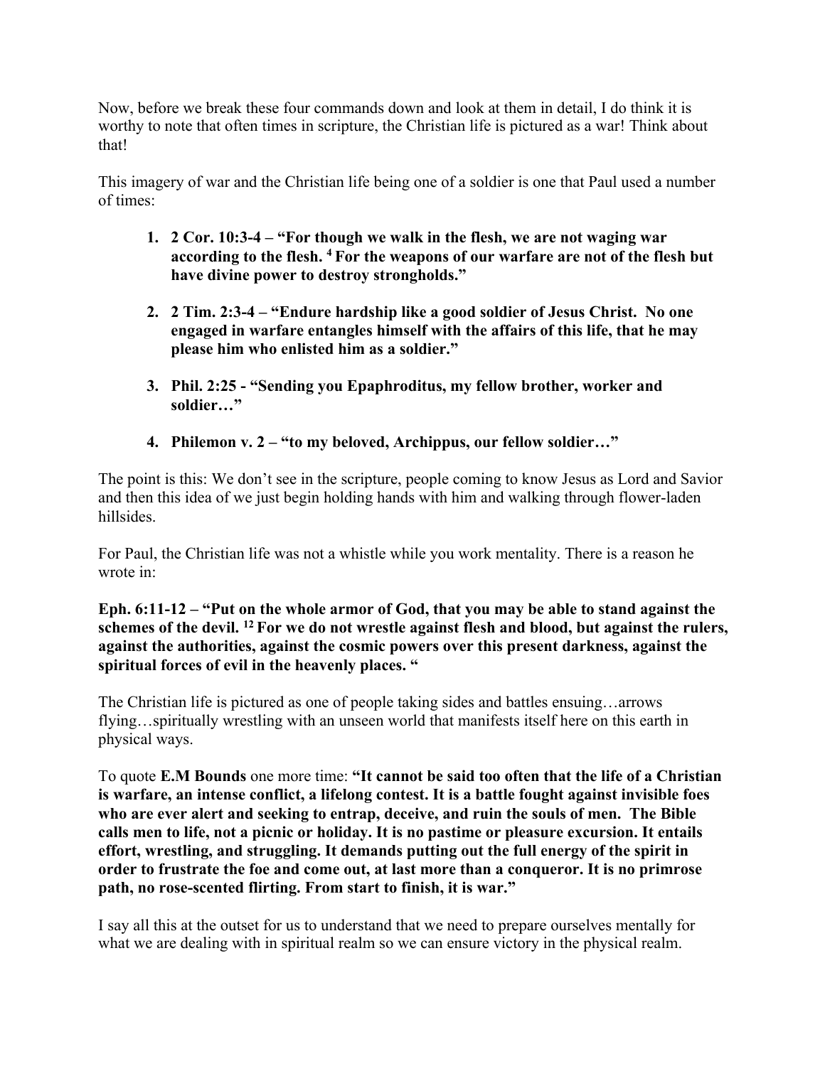Now, before we break these four commands down and look at them in detail, I do think it is worthy to note that often times in scripture, the Christian life is pictured as a war! Think about that!

This imagery of war and the Christian life being one of a soldier is one that Paul used a number of times:

1. **2 Cor. 10:3-4 – "For though we walk in the flesh, we are not waging war according to the flesh. [4] For the weapons of our warfare are not of the flesh but have divine power to destroy strongholds."**

2. **2 Tim. 2:3-4 – "Endure hardship like a good soldier of Jesus Christ. No one engaged in warfare entangles himself with the affairs of this life, that he may please him who enlisted him as a soldier."**

3. **Phil. 2:25 - "Sending you Epaphroditus, my fellow brother, worker and soldier…"**

4. **Philemon v. 2 – "to my beloved, Archippus, our fellow soldier…"**

The point is this: We don't see in the scripture, people coming to know Jesus as Lord and Savior and then this idea of we just begin holding hands with him and walking through flower-laden hillsides.

For Paul, the Christian life was not a whistle while you work mentality. There is a reason he wrote in:

**Eph. 6:11-12 – "Put on the whole armor of God, that you may be able to stand against the schemes of the devil. [12] For we do not wrestle against flesh and blood, but against the rulers, against the authorities, against the cosmic powers over this present darkness, against the spiritual forces of evil in the heavenly places. "**

The Christian life is pictured as one of people taking sides and battles ensuing…arrows flying…spiritually wrestling with an unseen world that manifests itself here on this earth in physical ways.

To quote **E.M Bounds** one more time: **"It cannot be said too often that the life of a Christian is warfare, an intense conflict, a lifelong contest. It is a battle fought against invisible foes who are ever alert and seeking to entrap, deceive, and ruin the souls of men. The Bible calls men to life, not a picnic or holiday. It is no pastime or pleasure excursion. It entails effort, wrestling, and struggling. It demands putting out the full energy of the spirit in order to frustrate the foe and come out, at last more than a conqueror. It is no primrose path, no rose-scented flirting. From start to finish, it is war."**

I say all this at the outset for us to understand that we need to prepare ourselves mentally for what we are dealing with in spiritual realm so we can ensure victory in the physical realm.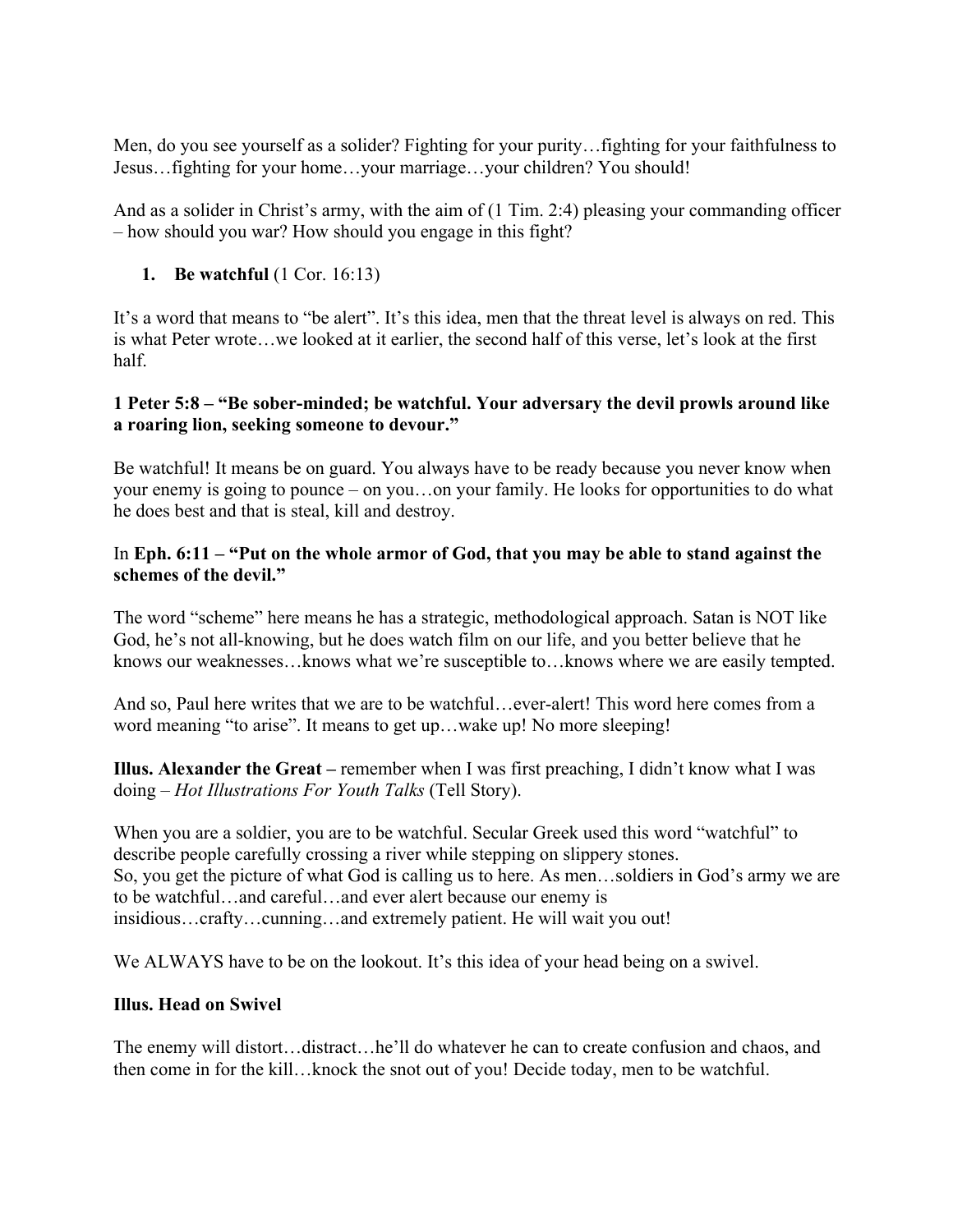Men, do you see yourself as a solider? Fighting for your purity…fighting for your faithfulness to Jesus…fighting for your home…your marriage…your children? You should!

And as a solider in Christ's army, with the aim of (1 Tim. 2:4) pleasing your commanding officer – how should you war? How should you engage in this fight?

1. **Be watchful** (1 Cor. 16:13)

It's a word that means to "be alert". It's this idea, men that the threat level is always on red. This is what Peter wrote…we looked at it earlier, the second half of this verse, let's look at the first half.

**1 Peter 5:8 – "Be sober-minded; be watchful. Your adversary the devil prowls around like a roaring lion, seeking someone to devour."**

Be watchful! It means be on guard. You always have to be ready because you never know when your enemy is going to pounce – on you…on your family. He looks for opportunities to do what he does best and that is steal, kill and destroy.

In **Eph. 6:11 – "Put on the whole armor of God, that you may be able to stand against the schemes of the devil."**

The word "scheme" here means he has a strategic, methodological approach. Satan is NOT like God, he's not all-knowing, but he does watch film on our life, and you better believe that he knows our weaknesses…knows what we're susceptible to…knows where we are easily tempted.

And so, Paul here writes that we are to be watchful…ever-alert! This word here comes from a word meaning "to arise". It means to get up…wake up! No more sleeping!

**Illus. Alexander the Great –** remember when I was first preaching, I didn't know what I was doing – *Hot Illustrations For Youth Talks* (Tell Story).

When you are a soldier, you are to be watchful. Secular Greek used this word "watchful" to describe people carefully crossing a river while stepping on slippery stones.
So, you get the picture of what God is calling us to here. As men…soldiers in God's army we are to be watchful…and careful…and ever alert because our enemy is insidious…crafty…cunning…and extremely patient. He will wait you out!

We ALWAYS have to be on the lookout. It's this idea of your head being on a swivel.

**Illus. Head on Swivel**

The enemy will distort…distract…he'll do whatever he can to create confusion and chaos, and then come in for the kill…knock the snot out of you! Decide today, men to be watchful.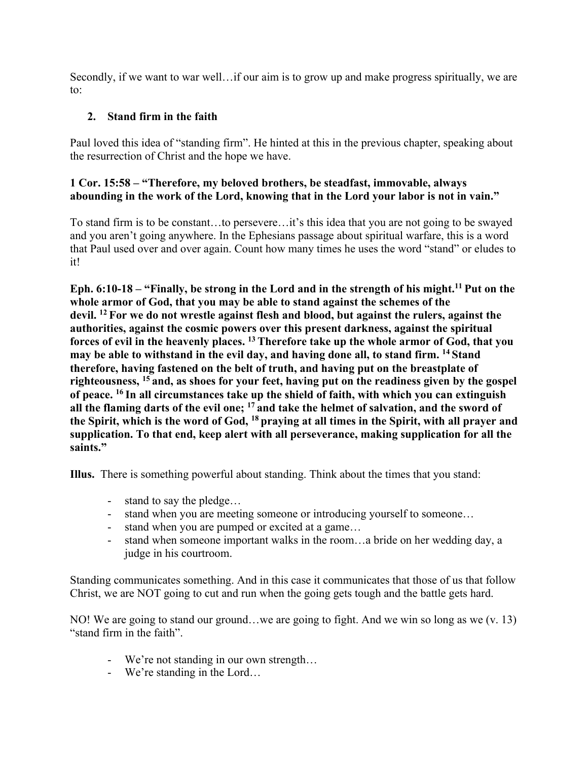Secondly, if we want to war well…if our aim is to grow up and make progress spiritually, we are to:

2. **Stand firm in the faith**

Paul loved this idea of "standing firm". He hinted at this in the previous chapter, speaking about the resurrection of Christ and the hope we have.

**1 Cor. 15:58 – "Therefore, my beloved brothers, be steadfast, immovable, always abounding in the work of the Lord, knowing that in the Lord your labor is not in vain."**

To stand firm is to be constant…to persevere…it's this idea that you are not going to be swayed and you aren't going anywhere. In the Ephesians passage about spiritual warfare, this is a word that Paul used over and over again. Count how many times he uses the word "stand" or eludes to it!

**Eph. 6:10-18 – "Finally, be strong in the Lord and in the strength of his might.[11] Put on the whole armor of God, that you may be able to stand against the schemes of the devil. [12] For we do not wrestle against flesh and blood, but against the rulers, against the authorities, against the cosmic powers over this present darkness, against the spiritual forces of evil in the heavenly places. [13] Therefore take up the whole armor of God, that you may be able to withstand in the evil day, and having done all, to stand firm. [14] Stand therefore, having fastened on the belt of truth, and having put on the breastplate of righteousness, [15] and, as shoes for your feet, having put on the readiness given by the gospel of peace. [16] In all circumstances take up the shield of faith, with which you can extinguish all the flaming darts of the evil one; [17] and take the helmet of salvation, and the sword of the Spirit, which is the word of God, [18] praying at all times in the Spirit, with all prayer and supplication. To that end, keep alert with all perseverance, making supplication for all the saints."**

**Illus.** There is something powerful about standing. Think about the times that you stand:

- stand to say the pledge…
- stand when you are meeting someone or introducing yourself to someone…
- stand when you are pumped or excited at a game…
- stand when someone important walks in the room…a bride on her wedding day, a judge in his courtroom.

Standing communicates something. And in this case it communicates that those of us that follow Christ, we are NOT going to cut and run when the going gets tough and the battle gets hard.

NO! We are going to stand our ground…we are going to fight. And we win so long as we (v. 13) "stand firm in the faith".

- We're not standing in our own strength…
- We're standing in the Lord…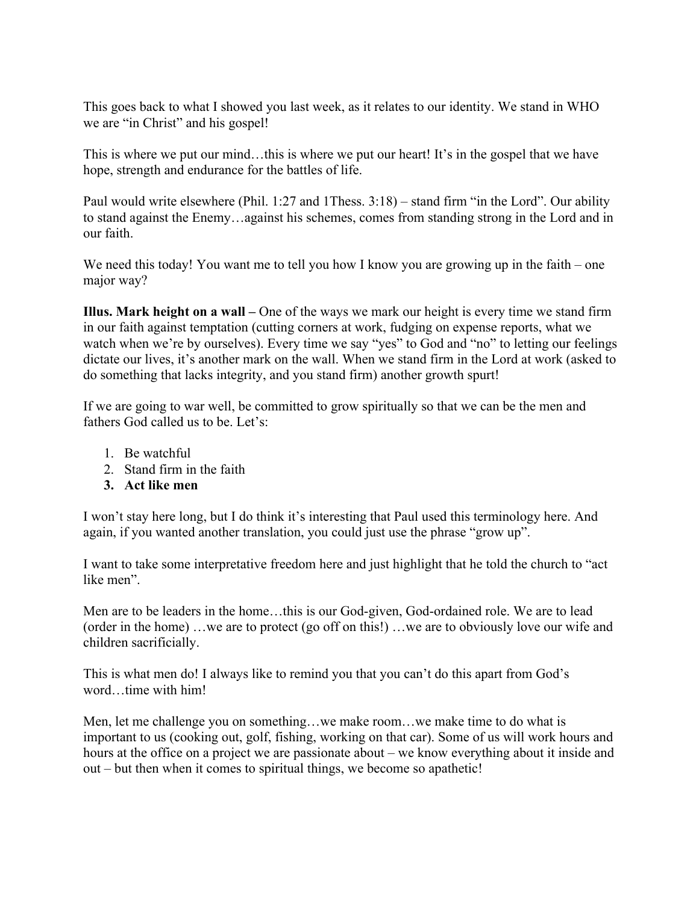This goes back to what I showed you last week, as it relates to our identity. We stand in WHO we are "in Christ" and his gospel!

This is where we put our mind…this is where we put our heart! It's in the gospel that we have hope, strength and endurance for the battles of life.

Paul would write elsewhere (Phil. 1:27 and 1Thess. 3:18) – stand firm "in the Lord". Our ability to stand against the Enemy…against his schemes, comes from standing strong in the Lord and in our faith.

We need this today! You want me to tell you how I know you are growing up in the faith – one major way?

**Illus. Mark height on a wall –** One of the ways we mark our height is every time we stand firm in our faith against temptation (cutting corners at work, fudging on expense reports, what we watch when we're by ourselves). Every time we say "yes" to God and "no" to letting our feelings dictate our lives, it's another mark on the wall. When we stand firm in the Lord at work (asked to do something that lacks integrity, and you stand firm) another growth spurt!

If we are going to war well, be committed to grow spiritually so that we can be the men and fathers God called us to be. Let's:

1. Be watchful
2. Stand firm in the faith
3. **Act like men**

I won't stay here long, but I do think it's interesting that Paul used this terminology here. And again, if you wanted another translation, you could just use the phrase "grow up".

I want to take some interpretative freedom here and just highlight that he told the church to "act like men".

Men are to be leaders in the home…this is our God-given, God-ordained role. We are to lead (order in the home) …we are to protect (go off on this!) …we are to obviously love our wife and children sacrificially.

This is what men do! I always like to remind you that you can't do this apart from God's word…time with him!

Men, let me challenge you on something…we make room…we make time to do what is important to us (cooking out, golf, fishing, working on that car). Some of us will work hours and hours at the office on a project we are passionate about – we know everything about it inside and out – but then when it comes to spiritual things, we become so apathetic!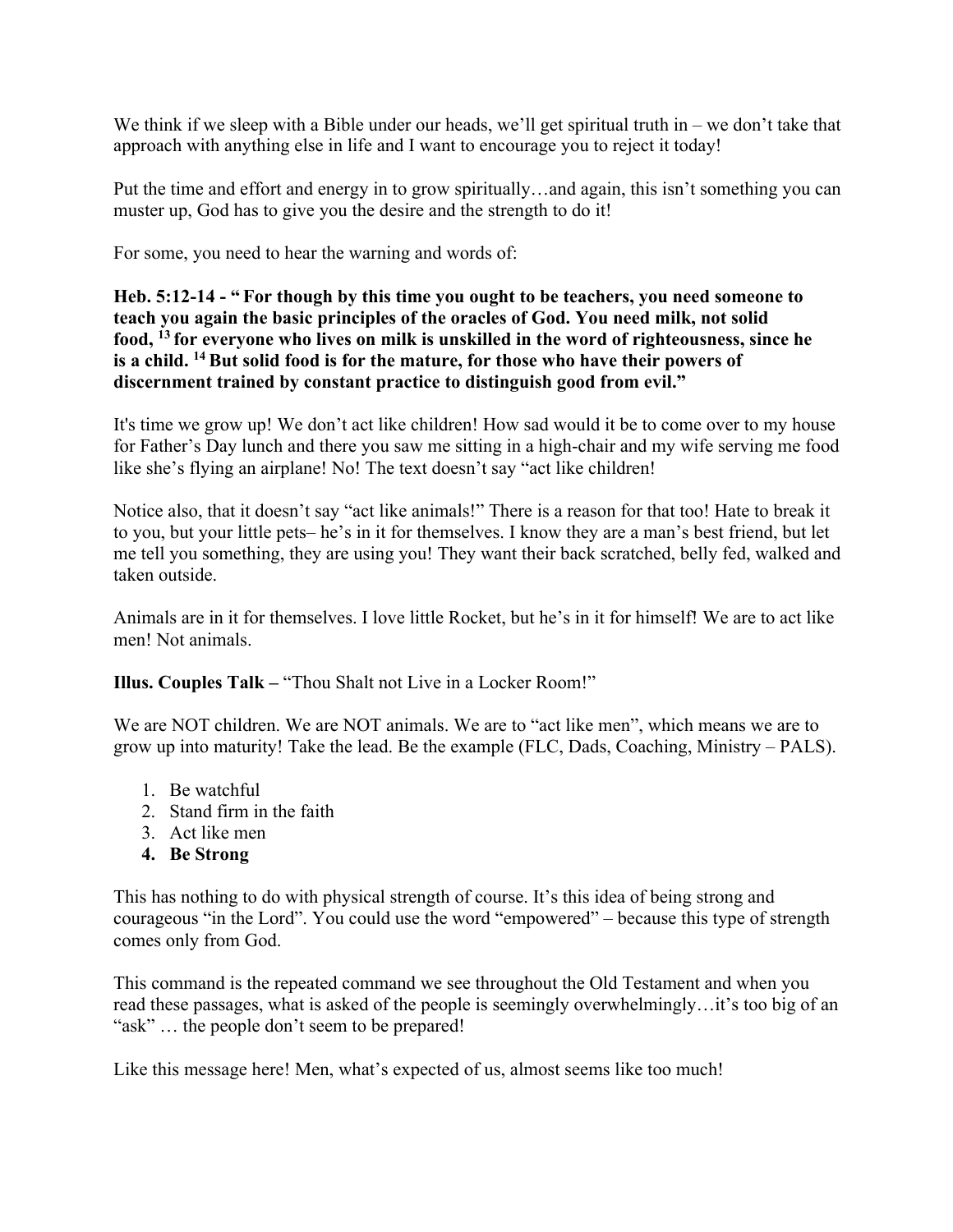We think if we sleep with a Bible under our heads, we'll get spiritual truth in – we don't take that approach with anything else in life and I want to encourage you to reject it today!

Put the time and effort and energy in to grow spiritually…and again, this isn't something you can muster up, God has to give you the desire and the strength to do it!

For some, you need to hear the warning and words of:

**Heb. 5:12-14 - " For though by this time you ought to be teachers, you need someone to teach you again the basic principles of the oracles of God. You need milk, not solid food, [13] for everyone who lives on milk is unskilled in the word of righteousness, since he is a child. [14] But solid food is for the mature, for those who have their powers of discernment trained by constant practice to distinguish good from evil."**

It's time we grow up! We don't act like children! How sad would it be to come over to my house for Father's Day lunch and there you saw me sitting in a high-chair and my wife serving me food like she's flying an airplane! No! The text doesn't say "act like children!

Notice also, that it doesn't say "act like animals!" There is a reason for that too! Hate to break it to you, but your little pets– he's in it for themselves. I know they are a man's best friend, but let me tell you something, they are using you! They want their back scratched, belly fed, walked and taken outside.

Animals are in it for themselves. I love little Rocket, but he's in it for himself! We are to act like men! Not animals.

**Illus. Couples Talk –** "Thou Shalt not Live in a Locker Room!"

We are NOT children. We are NOT animals. We are to "act like men", which means we are to grow up into maturity! Take the lead. Be the example (FLC, Dads, Coaching, Ministry – PALS).

1. Be watchful
2. Stand firm in the faith
3. Act like men
4. **Be Strong**

This has nothing to do with physical strength of course. It's this idea of being strong and courageous "in the Lord". You could use the word "empowered" – because this type of strength comes only from God.

This command is the repeated command we see throughout the Old Testament and when you read these passages, what is asked of the people is seemingly overwhelmingly…it's too big of an "ask" … the people don't seem to be prepared!

Like this message here! Men, what's expected of us, almost seems like too much!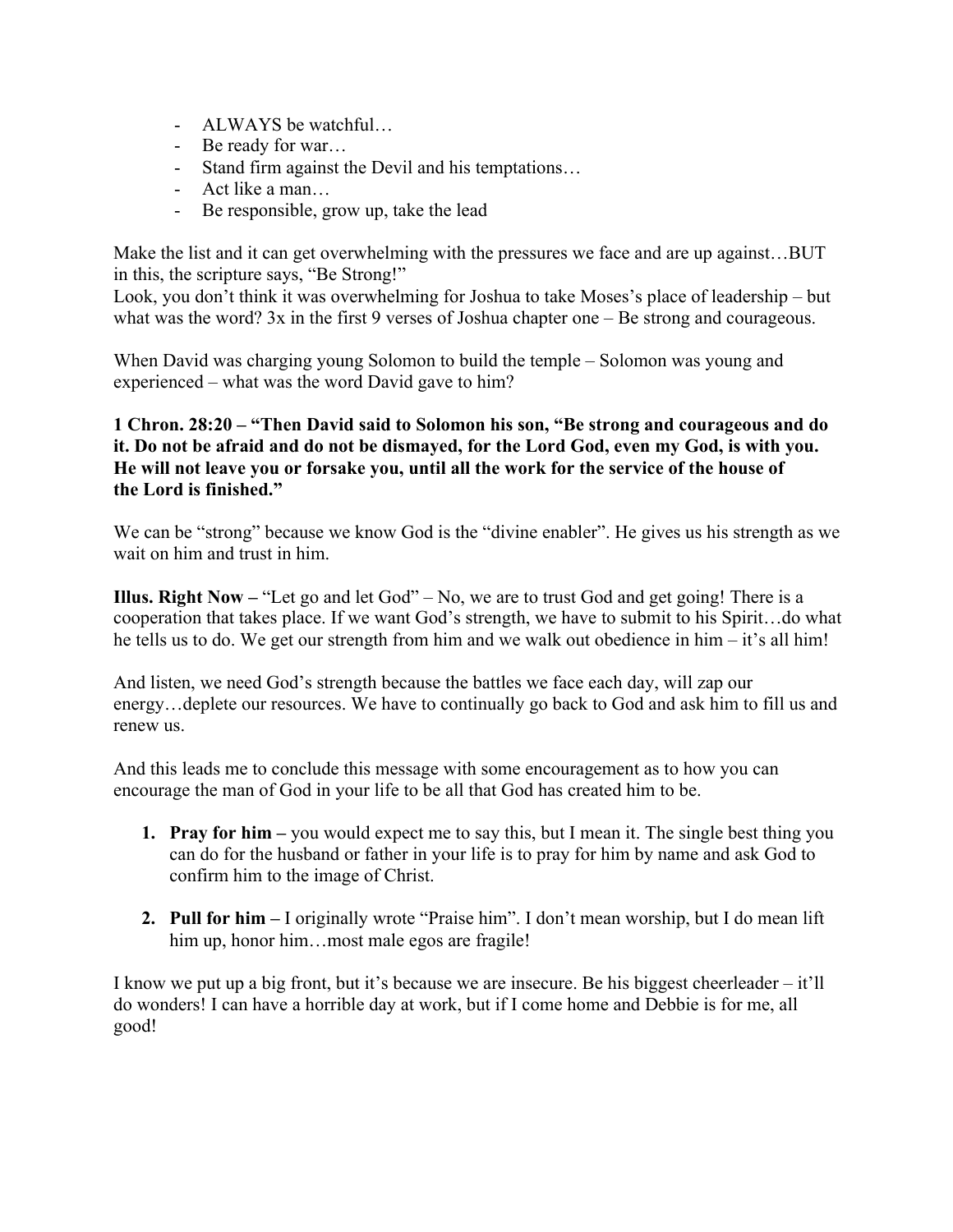- ALWAYS be watchful…
- Be ready for war…
- Stand firm against the Devil and his temptations…
- Act like a man…
- Be responsible, grow up, take the lead

Make the list and it can get overwhelming with the pressures we face and are up against…BUT in this, the scripture says, "Be Strong!"
Look, you don't think it was overwhelming for Joshua to take Moses's place of leadership – but what was the word? 3x in the first 9 verses of Joshua chapter one – Be strong and courageous.

When David was charging young Solomon to build the temple – Solomon was young and experienced – what was the word David gave to him?

**1 Chron. 28:20 – "Then David said to Solomon his son, "Be strong and courageous and do it. Do not be afraid and do not be dismayed, for the Lord God, even my God, is with you. He will not leave you or forsake you, until all the work for the service of the house of the Lord is finished."**

We can be "strong" because we know God is the "divine enabler". He gives us his strength as we wait on him and trust in him.

**Illus. Right Now –** "Let go and let God" – No, we are to trust God and get going! There is a cooperation that takes place. If we want God's strength, we have to submit to his Spirit…do what he tells us to do. We get our strength from him and we walk out obedience in him – it's all him!

And listen, we need God's strength because the battles we face each day, will zap our energy…deplete our resources. We have to continually go back to God and ask him to fill us and renew us.

And this leads me to conclude this message with some encouragement as to how you can encourage the man of God in your life to be all that God has created him to be.

1. **Pray for him –** you would expect me to say this, but I mean it. The single best thing you can do for the husband or father in your life is to pray for him by name and ask God to confirm him to the image of Christ.

2. **Pull for him –** I originally wrote "Praise him". I don't mean worship, but I do mean lift him up, honor him…most male egos are fragile!

I know we put up a big front, but it's because we are insecure. Be his biggest cheerleader – it'll do wonders! I can have a horrible day at work, but if I come home and Debbie is for me, all good!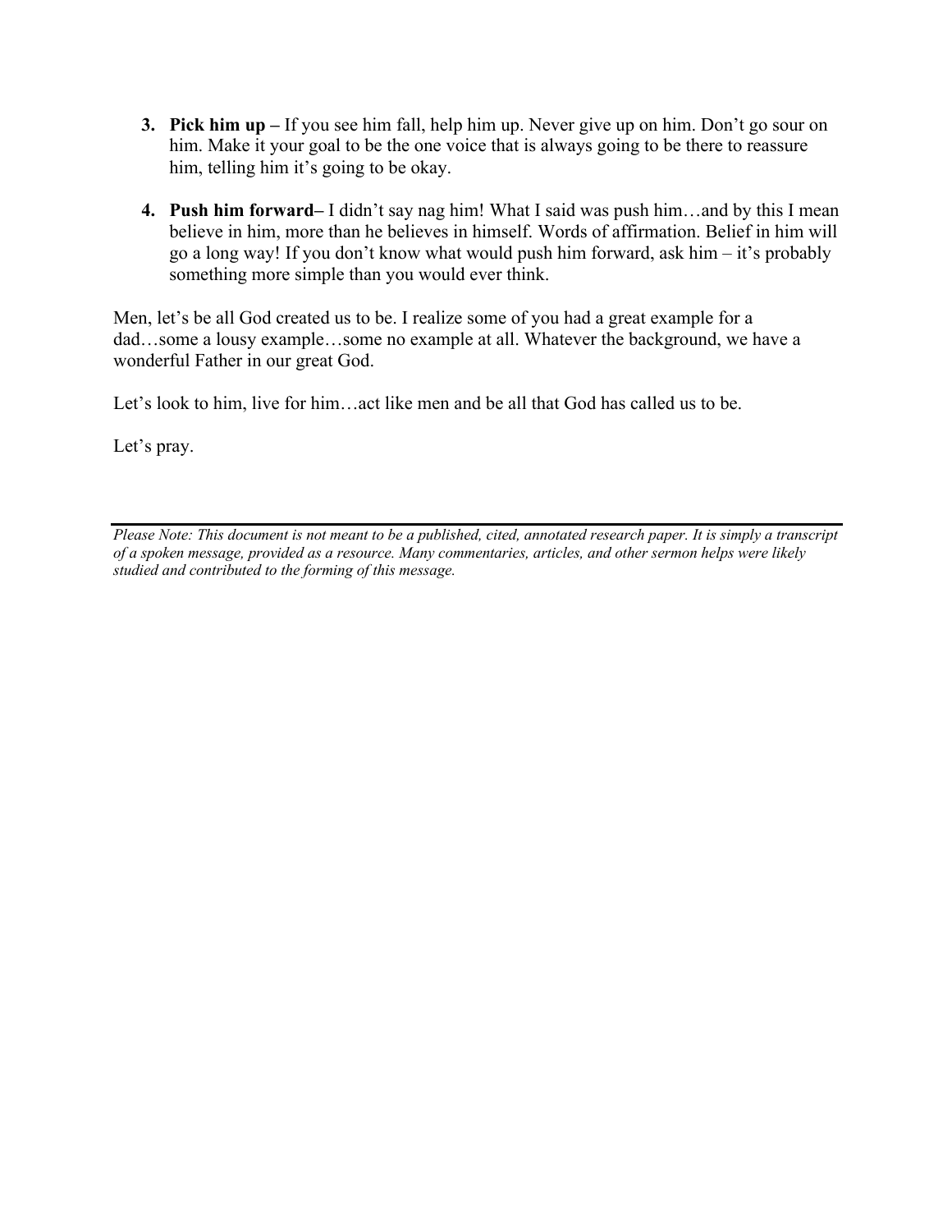3. **Pick him up –** If you see him fall, help him up. Never give up on him. Don't go sour on him. Make it your goal to be the one voice that is always going to be there to reassure him, telling him it's going to be okay.

4. **Push him forward–** I didn't say nag him! What I said was push him…and by this I mean believe in him, more than he believes in himself. Words of affirmation. Belief in him will go a long way! If you don't know what would push him forward, ask him – it's probably something more simple than you would ever think.

Men, let's be all God created us to be. I realize some of you had a great example for a dad…some a lousy example…some no example at all. Whatever the background, we have a wonderful Father in our great God.

Let's look to him, live for him…act like men and be all that God has called us to be.

Let's pray.

---

*Please Note: This document is not meant to be a published, cited, annotated research paper. It is simply a transcript of a spoken message, provided as a resource. Many commentaries, articles, and other sermon helps were likely studied and contributed to the forming of this message.*